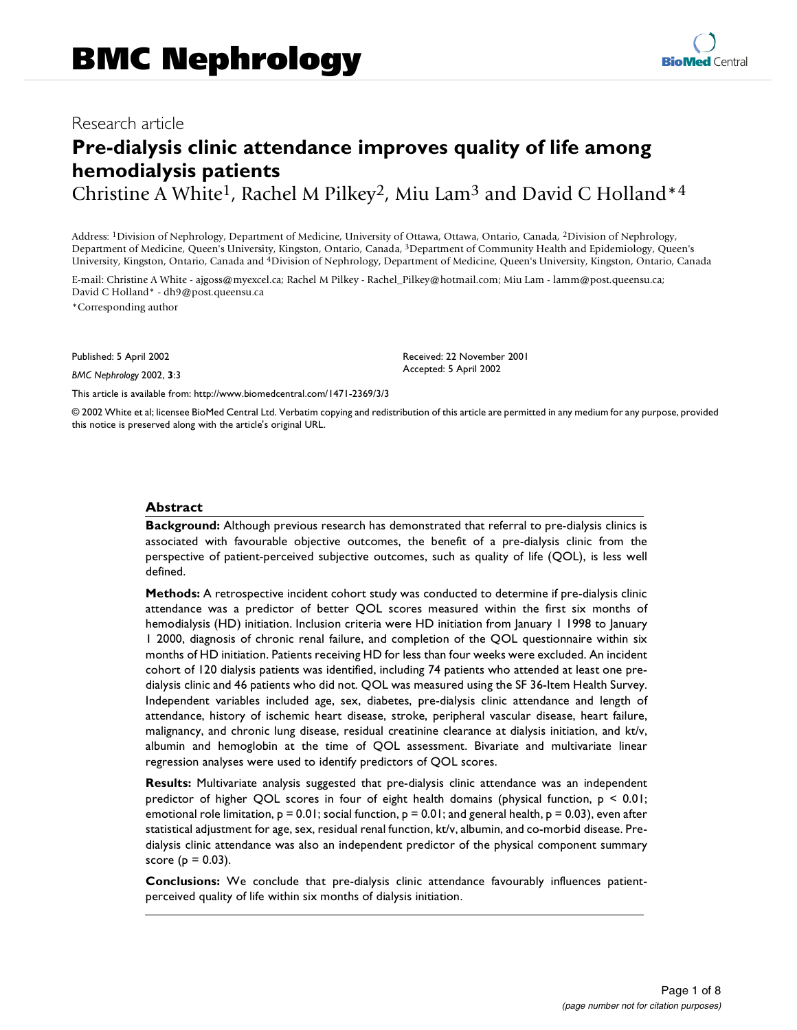Research article

# Pre-dialysis clinic attendance improves quality of life among hemodialysis patients

Christine A White[1], Rachel M Pilkey[2], Miu Lam[3] and David C Holland*[4]

Address: [1]Division of Nephrology, Department of Medicine, University of Ottawa, Ottawa, Ontario, Canada, [2]Division of Nephrology, Department of Medicine, Queen's University, Kingston, Ontario, Canada, [3]Department of Community Health and Epidemiology, Queen's University, Kingston, Ontario, Canada and [4]Division of Nephrology, Department of Medicine, Queen's University, Kingston, Ontario, Canada

E-mail: Christine A White - ajgoss@myexcel.ca; Rachel M Pilkey - Rachel_Pilkey@hotmail.com; Miu Lam - lamm@post.queensu.ca; David C Holland* - dh9@post.queensu.ca

*Corresponding author

Published: 5 April 2002

*BMC Nephrology* 2002, **3**:3

Received: 22 November 2001
Accepted: 5 April 2002

This article is available from: http://www.biomedcentral.com/1471-2369/3/3

© 2002 White et al; licensee BioMed Central Ltd. Verbatim copying and redistribution of this article are permitted in any medium for any purpose, provided this notice is preserved along with the article's original URL.

## Abstract

**Background:** Although previous research has demonstrated that referral to pre-dialysis clinics is associated with favourable objective outcomes, the benefit of a pre-dialysis clinic from the perspective of patient-perceived subjective outcomes, such as quality of life (QOL), is less well defined.

**Methods:** A retrospective incident cohort study was conducted to determine if pre-dialysis clinic attendance was a predictor of better QOL scores measured within the first six months of hemodialysis (HD) initiation. Inclusion criteria were HD initiation from January 1 1998 to January 1 2000, diagnosis of chronic renal failure, and completion of the QOL questionnaire within six months of HD initiation. Patients receiving HD for less than four weeks were excluded. An incident cohort of 120 dialysis patients was identified, including 74 patients who attended at least one pre-dialysis clinic and 46 patients who did not. QOL was measured using the SF 36-Item Health Survey. Independent variables included age, sex, diabetes, pre-dialysis clinic attendance and length of attendance, history of ischemic heart disease, stroke, peripheral vascular disease, heart failure, malignancy, and chronic lung disease, residual creatinine clearance at dialysis initiation, and kt/v, albumin and hemoglobin at the time of QOL assessment. Bivariate and multivariate linear regression analyses were used to identify predictors of QOL scores.

**Results:** Multivariate analysis suggested that pre-dialysis clinic attendance was an independent predictor of higher QOL scores in four of eight health domains (physical function, $p < 0.01$; emotional role limitation, $p = 0.01$; social function, $p = 0.01$; and general health, $p = 0.03$), even after statistical adjustment for age, sex, residual renal function, kt/v, albumin, and co-morbid disease. Pre-dialysis clinic attendance was also an independent predictor of the physical component summary score ($p = 0.03$).

**Conclusions:** We conclude that pre-dialysis clinic attendance favourably influences patient-perceived quality of life within six months of dialysis initiation.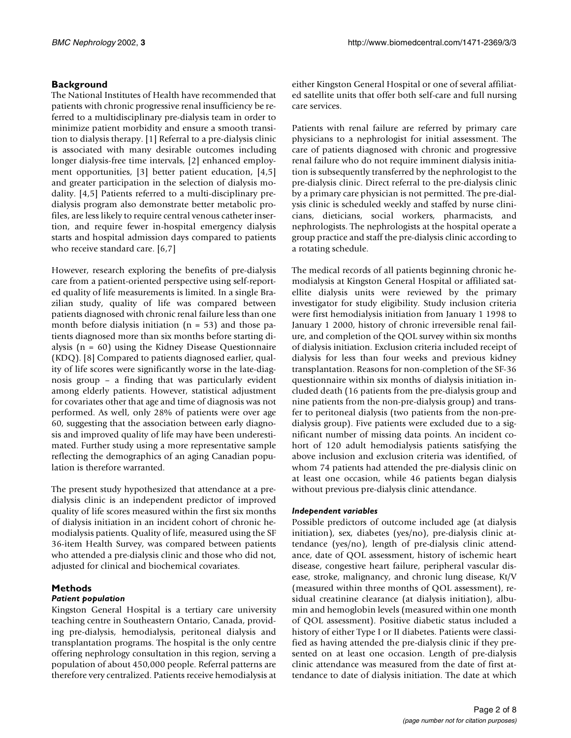## Background

The National Institutes of Health have recommended that patients with chronic progressive renal insufficiency be referred to a multidisciplinary pre-dialysis team in order to minimize patient morbidity and ensure a smooth transition to dialysis therapy. [1] Referral to a pre-dialysis clinic is associated with many desirable outcomes including longer dialysis-free time intervals, [2] enhanced employment opportunities, [3] better patient education, [4,5] and greater participation in the selection of dialysis modality. [4,5] Patients referred to a multi-disciplinary pre-dialysis program also demonstrate better metabolic profiles, are less likely to require central venous catheter insertion, and require fewer in-hospital emergency dialysis starts and hospital admission days compared to patients who receive standard care. [6,7]

However, research exploring the benefits of pre-dialysis care from a patient-oriented perspective using self-reported quality of life measurements is limited. In a single Brazilian study, quality of life was compared between patients diagnosed with chronic renal failure less than one month before dialysis initiation (n = 53) and those patients diagnosed more than six months before starting dialysis (n = 60) using the Kidney Disease Questionnaire (KDQ). [8] Compared to patients diagnosed earlier, quality of life scores were significantly worse in the late-diagnosis group – a finding that was particularly evident among elderly patients. However, statistical adjustment for covariates other that age and time of diagnosis was not performed. As well, only 28% of patients were over age 60, suggesting that the association between early diagnosis and improved quality of life may have been underestimated. Further study using a more representative sample reflecting the demographics of an aging Canadian population is therefore warranted.

The present study hypothesized that attendance at a pre-dialysis clinic is an independent predictor of improved quality of life scores measured within the first six months of dialysis initiation in an incident cohort of chronic hemodialysis patients. Quality of life, measured using the SF 36-item Health Survey, was compared between patients who attended a pre-dialysis clinic and those who did not, adjusted for clinical and biochemical covariates.

## Methods

### *Patient population*

Kingston General Hospital is a tertiary care university teaching centre in Southeastern Ontario, Canada, providing pre-dialysis, hemodialysis, peritoneal dialysis and transplantation programs. The hospital is the only centre offering nephrology consultation in this region, serving a population of about 450,000 people. Referral patterns are therefore very centralized. Patients receive hemodialysis at either Kingston General Hospital or one of several affiliated satellite units that offer both self-care and full nursing care services.

Patients with renal failure are referred by primary care physicians to a nephrologist for initial assessment. The care of patients diagnosed with chronic and progressive renal failure who do not require imminent dialysis initiation is subsequently transferred by the nephrologist to the pre-dialysis clinic. Direct referral to the pre-dialysis clinic by a primary care physician is not permitted. The pre-dialysis clinic is scheduled weekly and staffed by nurse clinicians, dieticians, social workers, pharmacists, and nephrologists. The nephrologists at the hospital operate a group practice and staff the pre-dialysis clinic according to a rotating schedule.

The medical records of all patients beginning chronic hemodialysis at Kingston General Hospital or affiliated satellite dialysis units were reviewed by the primary investigator for study eligibility. Study inclusion criteria were first hemodialysis initiation from January 1 1998 to January 1 2000, history of chronic irreversible renal failure, and completion of the QOL survey within six months of dialysis initiation. Exclusion criteria included receipt of dialysis for less than four weeks and previous kidney transplantation. Reasons for non-completion of the SF-36 questionnaire within six months of dialysis initiation included death (16 patients from the pre-dialysis group and nine patients from the non-pre-dialysis group) and transfer to peritoneal dialysis (two patients from the non-pre-dialysis group). Five patients were excluded due to a significant number of missing data points. An incident cohort of 120 adult hemodialysis patients satisfying the above inclusion and exclusion criteria was identified, of whom 74 patients had attended the pre-dialysis clinic on at least one occasion, while 46 patients began dialysis without previous pre-dialysis clinic attendance.

### *Independent variables*

Possible predictors of outcome included age (at dialysis initiation), sex, diabetes (yes/no), pre-dialysis clinic attendance (yes/no), length of pre-dialysis clinic attendance, date of QOL assessment, history of ischemic heart disease, congestive heart failure, peripheral vascular disease, stroke, malignancy, and chronic lung disease, Kt/V (measured within three months of QOL assessment), residual creatinine clearance (at dialysis initiation), albumin and hemoglobin levels (measured within one month of QOL assessment). Positive diabetic status included a history of either Type I or II diabetes. Patients were classified as having attended the pre-dialysis clinic if they presented on at least one occasion. Length of pre-dialysis clinic attendance was measured from the date of first attendance to date of dialysis initiation. The date at which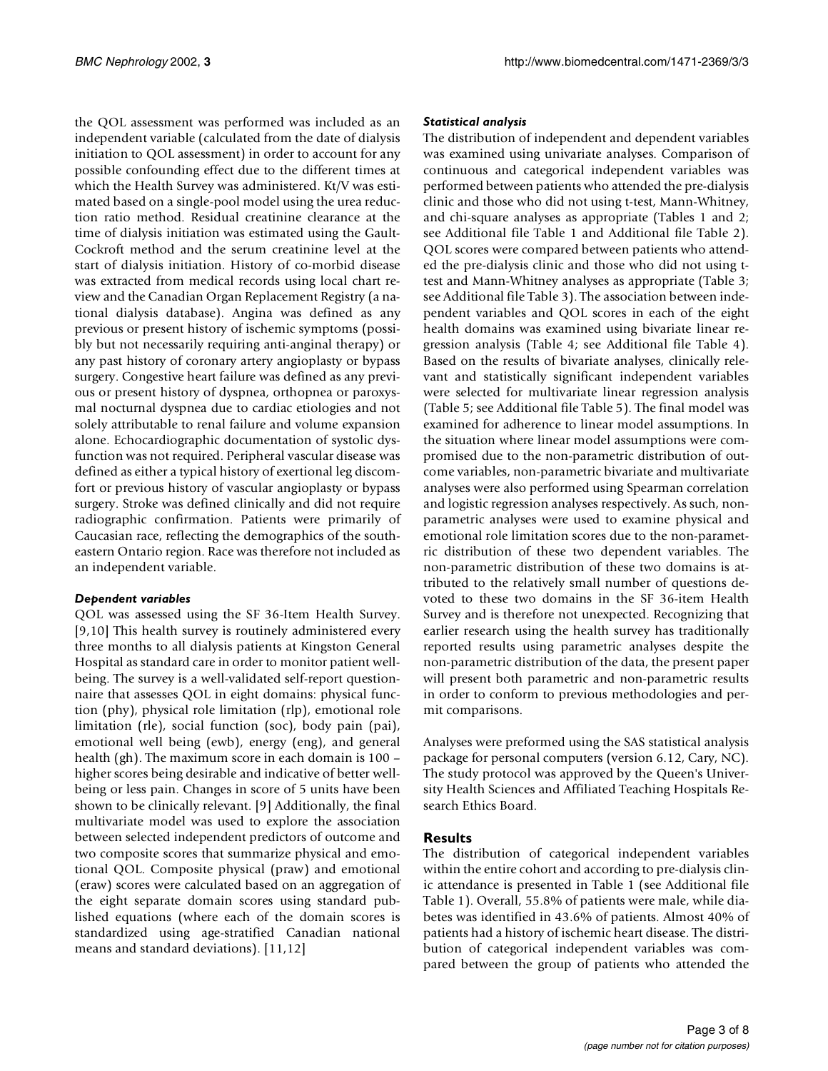the QOL assessment was performed was included as an independent variable (calculated from the date of dialysis initiation to QOL assessment) in order to account for any possible confounding effect due to the different times at which the Health Survey was administered. Kt/V was estimated based on a single-pool model using the urea reduction ratio method. Residual creatinine clearance at the time of dialysis initiation was estimated using the Gault-Cockroft method and the serum creatinine level at the start of dialysis initiation. History of co-morbid disease was extracted from medical records using local chart review and the Canadian Organ Replacement Registry (a national dialysis database). Angina was defined as any previous or present history of ischemic symptoms (possibly but not necessarily requiring anti-anginal therapy) or any past history of coronary artery angioplasty or bypass surgery. Congestive heart failure was defined as any previous or present history of dyspnea, orthopnea or paroxysmal nocturnal dyspnea due to cardiac etiologies and not solely attributable to renal failure and volume expansion alone. Echocardiographic documentation of systolic dysfunction was not required. Peripheral vascular disease was defined as either a typical history of exertional leg discomfort or previous history of vascular angioplasty or bypass surgery. Stroke was defined clinically and did not require radiographic confirmation. Patients were primarily of Caucasian race, reflecting the demographics of the southeastern Ontario region. Race was therefore not included as an independent variable.

### *Dependent variables*

QOL was assessed using the SF 36-Item Health Survey. [9,10] This health survey is routinely administered every three months to all dialysis patients at Kingston General Hospital as standard care in order to monitor patient well-being. The survey is a well-validated self-report questionnaire that assesses QOL in eight domains: physical function (phy), physical role limitation (rlp), emotional role limitation (rle), social function (soc), body pain (pai), emotional well being (ewb), energy (eng), and general health (gh). The maximum score in each domain is 100 – higher scores being desirable and indicative of better well-being or less pain. Changes in score of 5 units have been shown to be clinically relevant. [9] Additionally, the final multivariate model was used to explore the association between selected independent predictors of outcome and two composite scores that summarize physical and emotional QOL. Composite physical (praw) and emotional (eraw) scores were calculated based on an aggregation of the eight separate domain scores using standard published equations (where each of the domain scores is standardized using age-stratified Canadian national means and standard deviations). [11,12]

### *Statistical analysis*

The distribution of independent and dependent variables was examined using univariate analyses. Comparison of continuous and categorical independent variables was performed between patients who attended the pre-dialysis clinic and those who did not using t-test, Mann-Whitney, and chi-square analyses as appropriate (Tables 1 and 2; see Additional file Table 1 and Additional file Table 2). QOL scores were compared between patients who attended the pre-dialysis clinic and those who did not using t-test and Mann-Whitney analyses as appropriate (Table 3; see Additional file Table 3). The association between independent variables and QOL scores in each of the eight health domains was examined using bivariate linear regression analysis (Table 4; see Additional file Table 4). Based on the results of bivariate analyses, clinically relevant and statistically significant independent variables were selected for multivariate linear regression analysis (Table 5; see Additional file Table 5). The final model was examined for adherence to linear model assumptions. In the situation where linear model assumptions were compromised due to the non-parametric distribution of outcome variables, non-parametric bivariate and multivariate analyses were also performed using Spearman correlation and logistic regression analyses respectively. As such, non-parametric analyses were used to examine physical and emotional role limitation scores due to the non-parametric distribution of these two dependent variables. The non-parametric distribution of these two domains is attributed to the relatively small number of questions devoted to these two domains in the SF 36-item Health Survey and is therefore not unexpected. Recognizing that earlier research using the health survey has traditionally reported results using parametric analyses despite the non-parametric distribution of the data, the present paper will present both parametric and non-parametric results in order to conform to previous methodologies and permit comparisons.

Analyses were preformed using the SAS statistical analysis package for personal computers (version 6.12, Cary, NC). The study protocol was approved by the Queen's University Health Sciences and Affiliated Teaching Hospitals Research Ethics Board.

## Results

The distribution of categorical independent variables within the entire cohort and according to pre-dialysis clinic attendance is presented in Table 1 (see Additional file Table 1). Overall, 55.8% of patients were male, while diabetes was identified in 43.6% of patients. Almost 40% of patients had a history of ischemic heart disease. The distribution of categorical independent variables was compared between the group of patients who attended the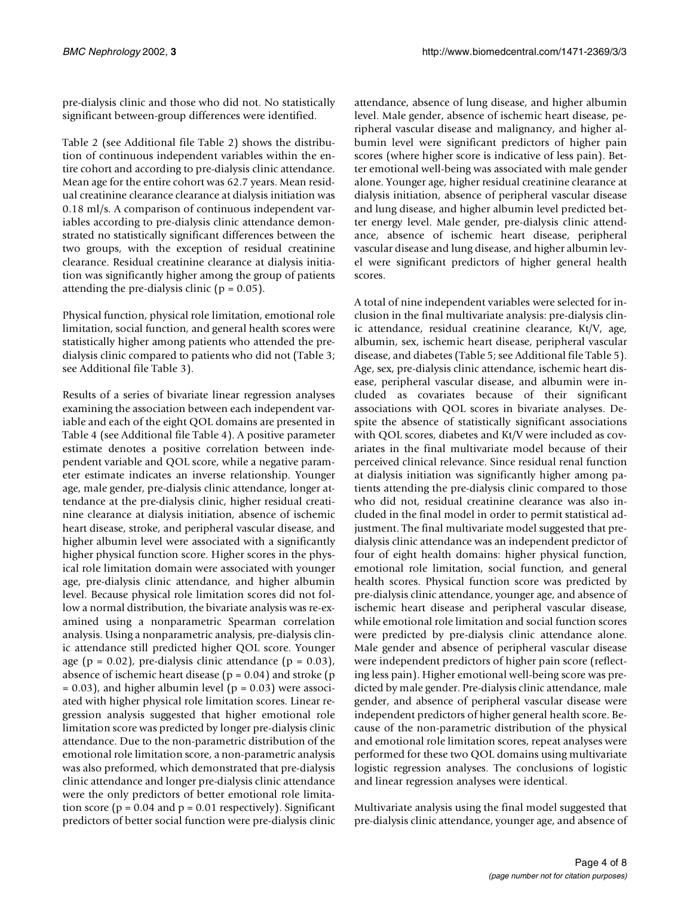pre-dialysis clinic and those who did not. No statistically significant between-group differences were identified.

Table 2 (see Additional file Table 2) shows the distribution of continuous independent variables within the entire cohort and according to pre-dialysis clinic attendance. Mean age for the entire cohort was 62.7 years. Mean residual creatinine clearance clearance at dialysis initiation was 0.18 ml/s. A comparison of continuous independent variables according to pre-dialysis clinic attendance demonstrated no statistically significant differences between the two groups, with the exception of residual creatinine clearance. Residual creatinine clearance at dialysis initiation was significantly higher among the group of patients attending the pre-dialysis clinic ($p = 0.05$).

Physical function, physical role limitation, emotional role limitation, social function, and general health scores were statistically higher among patients who attended the pre-dialysis clinic compared to patients who did not (Table 3; see Additional file Table 3).

Results of a series of bivariate linear regression analyses examining the association between each independent variable and each of the eight QOL domains are presented in Table 4 (see Additional file Table 4). A positive parameter estimate denotes a positive correlation between independent variable and QOL score, while a negative parameter estimate indicates an inverse relationship. Younger age, male gender, pre-dialysis clinic attendance, longer attendance at the pre-dialysis clinic, higher residual creatinine clearance at dialysis initiation, absence of ischemic heart disease, stroke, and peripheral vascular disease, and higher albumin level were associated with a significantly higher physical function score. Higher scores in the physical role limitation domain were associated with younger age, pre-dialysis clinic attendance, and higher albumin level. Because physical role limitation scores did not follow a normal distribution, the bivariate analysis was re-examined using a nonparametric Spearman correlation analysis. Using a nonparametric analysis, pre-dialysis clinic attendance still predicted higher QOL score. Younger age ($p = 0.02$), pre-dialysis clinic attendance ($p = 0.03$), absence of ischemic heart disease ($p = 0.04$) and stroke ($p = 0.03$), and higher albumin level ($p = 0.03$) were associated with higher physical role limitation scores. Linear regression analysis suggested that higher emotional role limitation score was predicted by longer pre-dialysis clinic attendance. Due to the non-parametric distribution of the emotional role limitation score, a non-parametric analysis was also preformed, which demonstrated that pre-dialysis clinic attendance and longer pre-dialysis clinic attendance were the only predictors of better emotional role limitation score ($p = 0.04$ and $p = 0.01$ respectively). Significant predictors of better social function were pre-dialysis clinic attendance, absence of lung disease, and higher albumin level. Male gender, absence of ischemic heart disease, peripheral vascular disease and malignancy, and higher albumin level were significant predictors of higher pain scores (where higher score is indicative of less pain). Better emotional well-being was associated with male gender alone. Younger age, higher residual creatinine clearance at dialysis initiation, absence of peripheral vascular disease and lung disease, and higher albumin level predicted better energy level. Male gender, pre-dialysis clinic attendance, absence of ischemic heart disease, peripheral vascular disease and lung disease, and higher albumin level were significant predictors of higher general health scores.

A total of nine independent variables were selected for inclusion in the final multivariate analysis: pre-dialysis clinic attendance, residual creatinine clearance, Kt/V, age, albumin, sex, ischemic heart disease, peripheral vascular disease, and diabetes (Table 5; see Additional file Table 5). Age, sex, pre-dialysis clinic attendance, ischemic heart disease, peripheral vascular disease, and albumin were included as covariates because of their significant associations with QOL scores in bivariate analyses. Despite the absence of statistically significant associations with QOL scores, diabetes and Kt/V were included as covariates in the final multivariate model because of their perceived clinical relevance. Since residual renal function at dialysis initiation was significantly higher among patients attending the pre-dialysis clinic compared to those who did not, residual creatinine clearance was also included in the final model in order to permit statistical adjustment. The final multivariate model suggested that pre-dialysis clinic attendance was an independent predictor of four of eight health domains: higher physical function, emotional role limitation, social function, and general health scores. Physical function score was predicted by pre-dialysis clinic attendance, younger age, and absence of ischemic heart disease and peripheral vascular disease, while emotional role limitation and social function scores were predicted by pre-dialysis clinic attendance alone. Male gender and absence of peripheral vascular disease were independent predictors of higher pain score (reflecting less pain). Higher emotional well-being score was predicted by male gender. Pre-dialysis clinic attendance, male gender, and absence of peripheral vascular disease were independent predictors of higher general health score. Because of the non-parametric distribution of the physical and emotional role limitation scores, repeat analyses were performed for these two QOL domains using multivariate logistic regression analyses. The conclusions of logistic and linear regression analyses were identical.

Multivariate analysis using the final model suggested that pre-dialysis clinic attendance, younger age, and absence of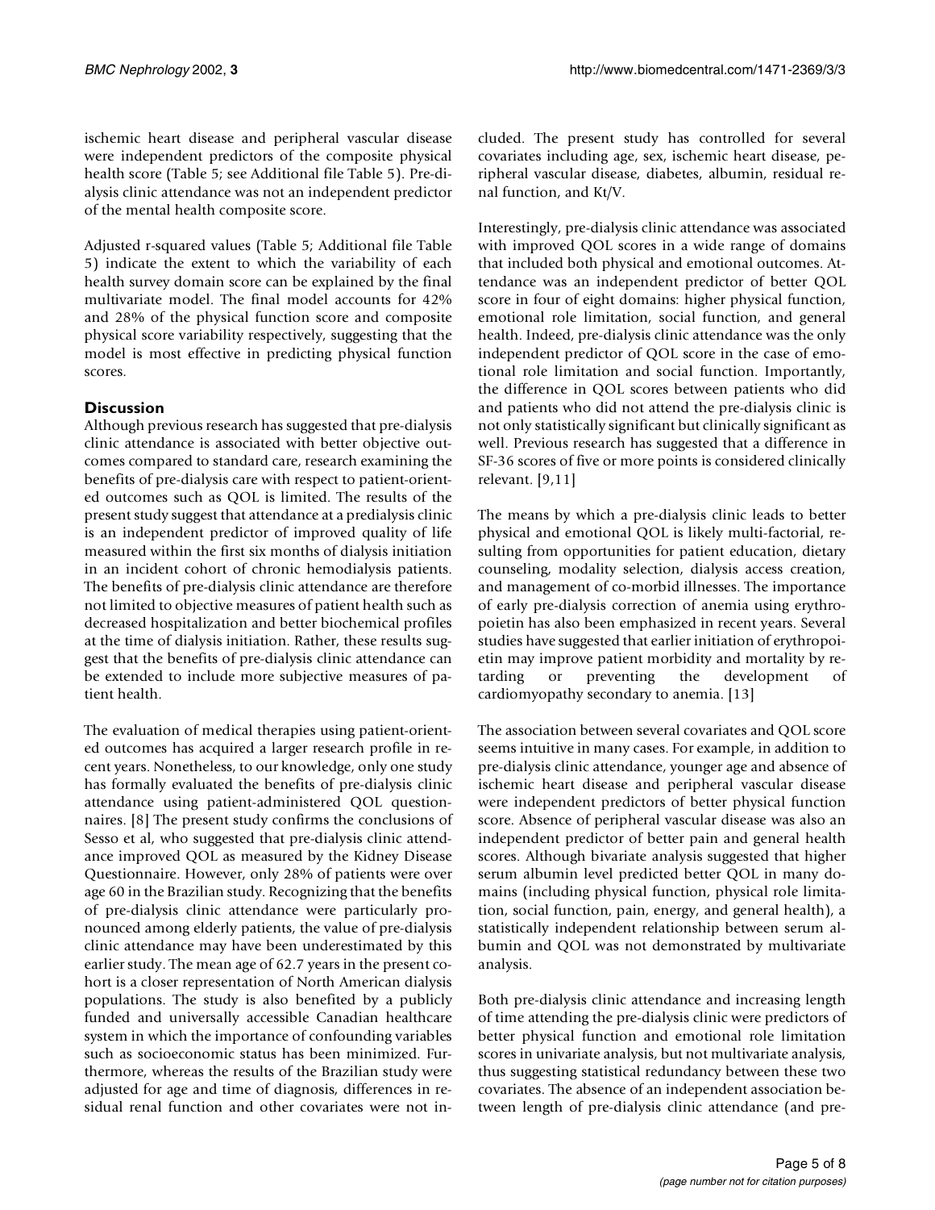ischemic heart disease and peripheral vascular disease were independent predictors of the composite physical health score (Table 5; see Additional file Table 5). Pre-dialysis clinic attendance was not an independent predictor of the mental health composite score.

Adjusted r-squared values (Table 5; Additional file Table 5) indicate the extent to which the variability of each health survey domain score can be explained by the final multivariate model. The final model accounts for 42% and 28% of the physical function score and composite physical score variability respectively, suggesting that the model is most effective in predicting physical function scores.

## Discussion

Although previous research has suggested that pre-dialysis clinic attendance is associated with better objective outcomes compared to standard care, research examining the benefits of pre-dialysis care with respect to patient-oriented outcomes such as QOL is limited. The results of the present study suggest that attendance at a predialysis clinic is an independent predictor of improved quality of life measured within the first six months of dialysis initiation in an incident cohort of chronic hemodialysis patients. The benefits of pre-dialysis clinic attendance are therefore not limited to objective measures of patient health such as decreased hospitalization and better biochemical profiles at the time of dialysis initiation. Rather, these results suggest that the benefits of pre-dialysis clinic attendance can be extended to include more subjective measures of patient health.

The evaluation of medical therapies using patient-oriented outcomes has acquired a larger research profile in recent years. Nonetheless, to our knowledge, only one study has formally evaluated the benefits of pre-dialysis clinic attendance using patient-administered QOL questionnaires. [8] The present study confirms the conclusions of Sesso et al, who suggested that pre-dialysis clinic attendance improved QOL as measured by the Kidney Disease Questionnaire. However, only 28% of patients were over age 60 in the Brazilian study. Recognizing that the benefits of pre-dialysis clinic attendance were particularly pronounced among elderly patients, the value of pre-dialysis clinic attendance may have been underestimated by this earlier study. The mean age of 62.7 years in the present cohort is a closer representation of North American dialysis populations. The study is also benefited by a publicly funded and universally accessible Canadian healthcare system in which the importance of confounding variables such as socioeconomic status has been minimized. Furthermore, whereas the results of the Brazilian study were adjusted for age and time of diagnosis, differences in residual renal function and other covariates were not included. The present study has controlled for several covariates including age, sex, ischemic heart disease, peripheral vascular disease, diabetes, albumin, residual renal function, and Kt/V.

Interestingly, pre-dialysis clinic attendance was associated with improved QOL scores in a wide range of domains that included both physical and emotional outcomes. Attendance was an independent predictor of better QOL score in four of eight domains: higher physical function, emotional role limitation, social function, and general health. Indeed, pre-dialysis clinic attendance was the only independent predictor of QOL score in the case of emotional role limitation and social function. Importantly, the difference in QOL scores between patients who did and patients who did not attend the pre-dialysis clinic is not only statistically significant but clinically significant as well. Previous research has suggested that a difference in SF-36 scores of five or more points is considered clinically relevant. [9,11]

The means by which a pre-dialysis clinic leads to better physical and emotional QOL is likely multi-factorial, resulting from opportunities for patient education, dietary counseling, modality selection, dialysis access creation, and management of co-morbid illnesses. The importance of early pre-dialysis correction of anemia using erythropoietin has also been emphasized in recent years. Several studies have suggested that earlier initiation of erythropoietin may improve patient morbidity and mortality by retarding or preventing the development of cardiomyopathy secondary to anemia. [13]

The association between several covariates and QOL score seems intuitive in many cases. For example, in addition to pre-dialysis clinic attendance, younger age and absence of ischemic heart disease and peripheral vascular disease were independent predictors of better physical function score. Absence of peripheral vascular disease was also an independent predictor of better pain and general health scores. Although bivariate analysis suggested that higher serum albumin level predicted better QOL in many domains (including physical function, physical role limitation, social function, pain, energy, and general health), a statistically independent relationship between serum albumin and QOL was not demonstrated by multivariate analysis.

Both pre-dialysis clinic attendance and increasing length of time attending the pre-dialysis clinic were predictors of better physical function and emotional role limitation scores in univariate analysis, but not multivariate analysis, thus suggesting statistical redundancy between these two covariates. The absence of an independent association between length of pre-dialysis clinic attendance (and pre-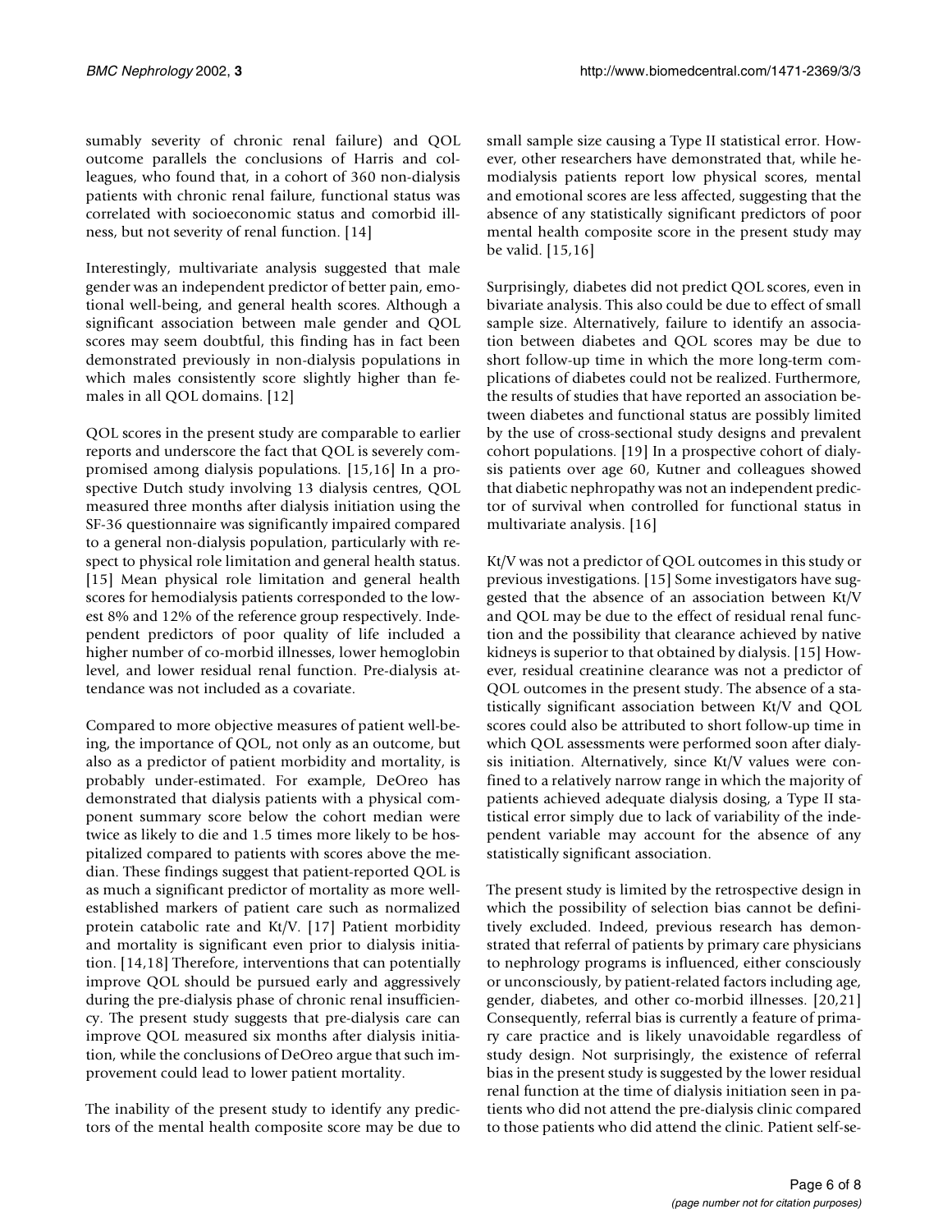sumably severity of chronic renal failure) and QOL outcome parallels the conclusions of Harris and colleagues, who found that, in a cohort of 360 non-dialysis patients with chronic renal failure, functional status was correlated with socioeconomic status and comorbid illness, but not severity of renal function. [14]

Interestingly, multivariate analysis suggested that male gender was an independent predictor of better pain, emotional well-being, and general health scores. Although a significant association between male gender and QOL scores may seem doubtful, this finding has in fact been demonstrated previously in non-dialysis populations in which males consistently score slightly higher than females in all QOL domains. [12]

QOL scores in the present study are comparable to earlier reports and underscore the fact that QOL is severely compromised among dialysis populations. [15,16] In a prospective Dutch study involving 13 dialysis centres, QOL measured three months after dialysis initiation using the SF-36 questionnaire was significantly impaired compared to a general non-dialysis population, particularly with respect to physical role limitation and general health status. [15] Mean physical role limitation and general health scores for hemodialysis patients corresponded to the lowest 8% and 12% of the reference group respectively. Independent predictors of poor quality of life included a higher number of co-morbid illnesses, lower hemoglobin level, and lower residual renal function. Pre-dialysis attendance was not included as a covariate.

Compared to more objective measures of patient well-being, the importance of QOL, not only as an outcome, but also as a predictor of patient morbidity and mortality, is probably under-estimated. For example, DeOreo has demonstrated that dialysis patients with a physical component summary score below the cohort median were twice as likely to die and 1.5 times more likely to be hospitalized compared to patients with scores above the median. These findings suggest that patient-reported QOL is as much a significant predictor of mortality as more well-established markers of patient care such as normalized protein catabolic rate and Kt/V. [17] Patient morbidity and mortality is significant even prior to dialysis initiation. [14,18] Therefore, interventions that can potentially improve QOL should be pursued early and aggressively during the pre-dialysis phase of chronic renal insufficiency. The present study suggests that pre-dialysis care can improve QOL measured six months after dialysis initiation, while the conclusions of DeOreo argue that such improvement could lead to lower patient mortality.

The inability of the present study to identify any predictors of the mental health composite score may be due to small sample size causing a Type II statistical error. However, other researchers have demonstrated that, while hemodialysis patients report low physical scores, mental and emotional scores are less affected, suggesting that the absence of any statistically significant predictors of poor mental health composite score in the present study may be valid. [15,16]

Surprisingly, diabetes did not predict QOL scores, even in bivariate analysis. This also could be due to effect of small sample size. Alternatively, failure to identify an association between diabetes and QOL scores may be due to short follow-up time in which the more long-term complications of diabetes could not be realized. Furthermore, the results of studies that have reported an association between diabetes and functional status are possibly limited by the use of cross-sectional study designs and prevalent cohort populations. [19] In a prospective cohort of dialysis patients over age 60, Kutner and colleagues showed that diabetic nephropathy was not an independent predictor of survival when controlled for functional status in multivariate analysis. [16]

Kt/V was not a predictor of QOL outcomes in this study or previous investigations. [15] Some investigators have suggested that the absence of an association between Kt/V and QOL may be due to the effect of residual renal function and the possibility that clearance achieved by native kidneys is superior to that obtained by dialysis. [15] However, residual creatinine clearance was not a predictor of QOL outcomes in the present study. The absence of a statistically significant association between Kt/V and QOL scores could also be attributed to short follow-up time in which QOL assessments were performed soon after dialysis initiation. Alternatively, since Kt/V values were confined to a relatively narrow range in which the majority of patients achieved adequate dialysis dosing, a Type II statistical error simply due to lack of variability of the independent variable may account for the absence of any statistically significant association.

The present study is limited by the retrospective design in which the possibility of selection bias cannot be definitively excluded. Indeed, previous research has demonstrated that referral of patients by primary care physicians to nephrology programs is influenced, either consciously or unconsciously, by patient-related factors including age, gender, diabetes, and other co-morbid illnesses. [20,21] Consequently, referral bias is currently a feature of primary care practice and is likely unavoidable regardless of study design. Not surprisingly, the existence of referral bias in the present study is suggested by the lower residual renal function at the time of dialysis initiation seen in patients who did not attend the pre-dialysis clinic compared to those patients who did attend the clinic. Patient self-se-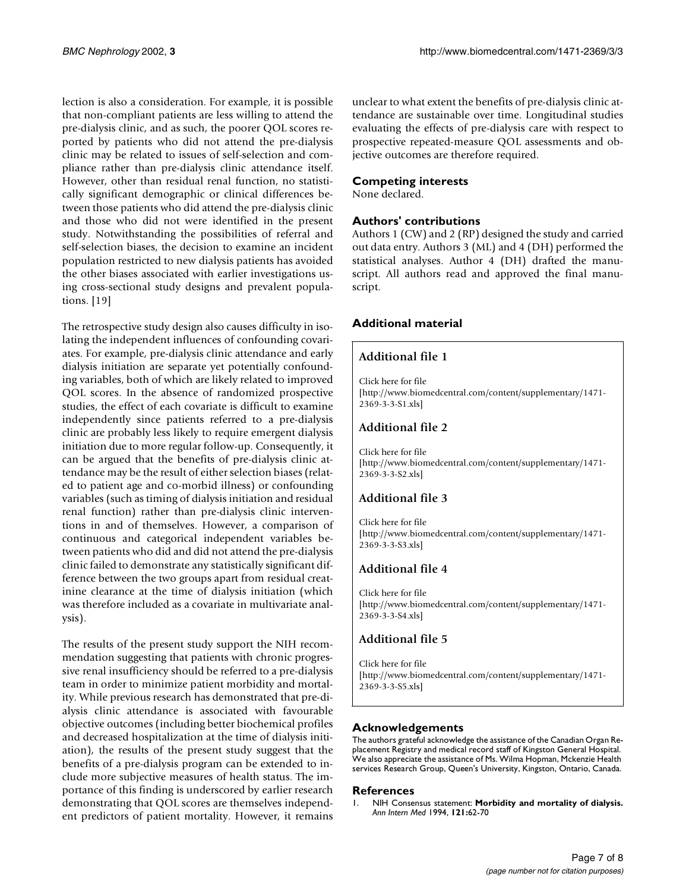lection is also a consideration. For example, it is possible that non-compliant patients are less willing to attend the pre-dialysis clinic, and as such, the poorer QOL scores reported by patients who did not attend the pre-dialysis clinic may be related to issues of self-selection and compliance rather than pre-dialysis clinic attendance itself. However, other than residual renal function, no statistically significant demographic or clinical differences between those patients who did attend the pre-dialysis clinic and those who did not were identified in the present study. Notwithstanding the possibilities of referral and self-selection biases, the decision to examine an incident population restricted to new dialysis patients has avoided the other biases associated with earlier investigations using cross-sectional study designs and prevalent populations. [19]

The retrospective study design also causes difficulty in isolating the independent influences of confounding covariates. For example, pre-dialysis clinic attendance and early dialysis initiation are separate yet potentially confounding variables, both of which are likely related to improved QOL scores. In the absence of randomized prospective studies, the effect of each covariate is difficult to examine independently since patients referred to a pre-dialysis clinic are probably less likely to require emergent dialysis initiation due to more regular follow-up. Consequently, it can be argued that the benefits of pre-dialysis clinic attendance may be the result of either selection biases (related to patient age and co-morbid illness) or confounding variables (such as timing of dialysis initiation and residual renal function) rather than pre-dialysis clinic interventions in and of themselves. However, a comparison of continuous and categorical independent variables between patients who did and did not attend the pre-dialysis clinic failed to demonstrate any statistically significant difference between the two groups apart from residual creatinine clearance at the time of dialysis initiation (which was therefore included as a covariate in multivariate analysis).

The results of the present study support the NIH recommendation suggesting that patients with chronic progressive renal insufficiency should be referred to a pre-dialysis team in order to minimize patient morbidity and mortality. While previous research has demonstrated that pre-dialysis clinic attendance is associated with favourable objective outcomes (including better biochemical profiles and decreased hospitalization at the time of dialysis initiation), the results of the present study suggest that the benefits of a pre-dialysis program can be extended to include more subjective measures of health status. The importance of this finding is underscored by earlier research demonstrating that QOL scores are themselves independent predictors of patient mortality. However, it remains unclear to what extent the benefits of pre-dialysis clinic attendance are sustainable over time. Longitudinal studies evaluating the effects of pre-dialysis care with respect to prospective repeated-measure QOL assessments and objective outcomes are therefore required.

## Competing interests

None declared.

## Authors' contributions

Authors 1 (CW) and 2 (RP) designed the study and carried out data entry. Authors 3 (ML) and 4 (DH) performed the statistical analyses. Author 4 (DH) drafted the manuscript. All authors read and approved the final manuscript.

## Additional material

### Additional file 1

Click here for file
[http://www.biomedcentral.com/content/supplementary/1471-2369-3-3-S1.xls]

### Additional file 2

Click here for file
[http://www.biomedcentral.com/content/supplementary/1471-2369-3-3-S2.xls]

### Additional file 3

Click here for file
[http://www.biomedcentral.com/content/supplementary/1471-2369-3-3-S3.xls]

### Additional file 4

Click here for file
[http://www.biomedcentral.com/content/supplementary/1471-2369-3-3-S4.xls]

### Additional file 5

Click here for file
[http://www.biomedcentral.com/content/supplementary/1471-2369-3-3-S5.xls]

## Acknowledgements

The authors grateful acknowledge the assistance of the Canadian Organ Replacement Registry and medical record staff of Kingston General Hospital. We also appreciate the assistance of Ms. Wilma Hopman, Mckenzie Health services Research Group, Queen's University, Kingston, Ontario, Canada.

## References

1. NIH Consensus statement: **Morbidity and mortality of dialysis.** *Ann Intern Med* 1994, **121:**62-70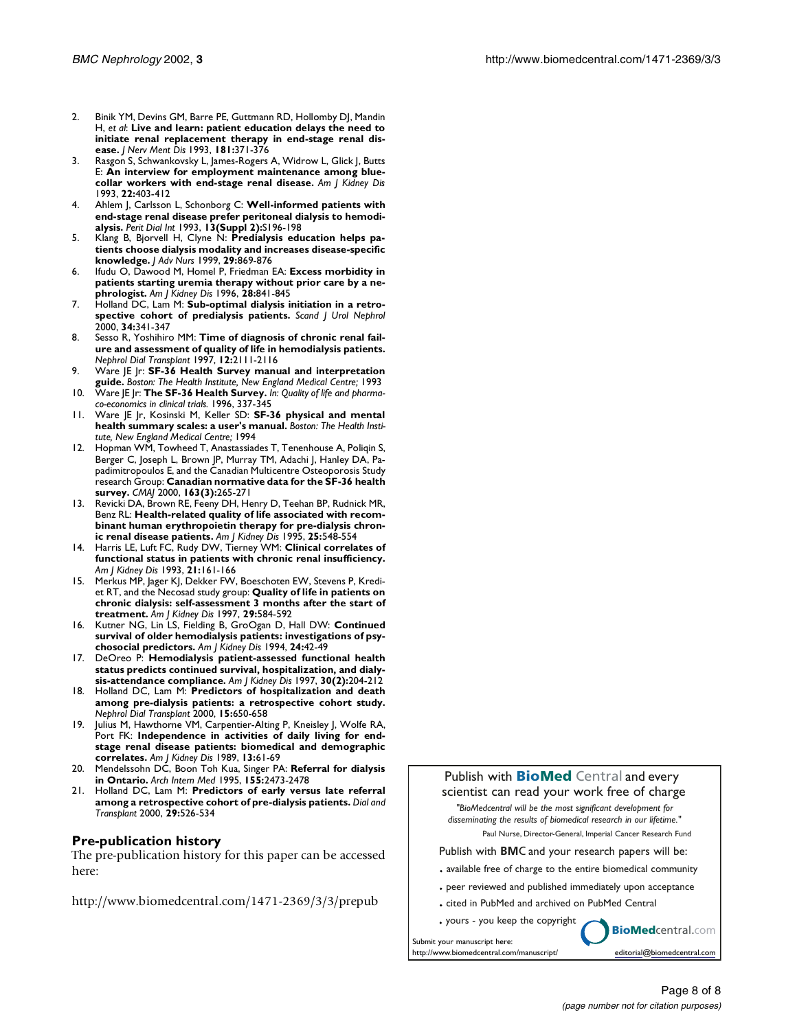2. Binik YM, Devins GM, Barre PE, Guttmann RD, Hollomby DJ, Mandin H, *et al*: **Live and learn: patient education delays the need to initiate renal replacement therapy in end-stage renal disease.** *J Nerv Ment Dis* 1993, **181:**371-376
3. Rasgon S, Schwankovsky L, James-Rogers A, Widrow L, Glick J, Butts E: **An interview for employment maintenance among blue-collar workers with end-stage renal disease.** *Am J Kidney Dis* 1993, **22:**403-412
4. Ahlem J, Carlsson L, Schonborg C: **Well-informed patients with end-stage renal disease prefer peritoneal dialysis to hemodialysis.** *Perit Dial Int* 1993, **13(Suppl 2):**S196-198
5. Klang B, Bjorvell H, Clyne N: **Predialysis education helps patients choose dialysis modality and increases disease-specific knowledge.** *J Adv Nurs* 1999, **29:**869-876
6. Ifudu O, Dawood M, Homel P, Friedman EA: **Excess morbidity in patients starting uremia therapy without prior care by a nephrologist.** *Am J Kidney Dis* 1996, **28:**841-845
7. Holland DC, Lam M: **Sub-optimal dialysis initiation in a retrospective cohort of predialysis patients.** *Scand J Urol Nephrol* 2000, **34:**341-347
8. Sesso R, Yoshihiro MM: **Time of diagnosis of chronic renal failure and assessment of quality of life in hemodialysis patients.** *Nephrol Dial Transplant* 1997, **12:**2111-2116
9. Ware JE Jr: **SF-36 Health Survey manual and interpretation guide.** *Boston: The Health Institute, New England Medical Centre;* 1993
10. Ware JE Jr: **The SF-36 Health Survey.** *In: Quality of life and pharmaco-economics in clinical trials.* 1996, 337-345
11. Ware JE Jr, Kosinski M, Keller SD: **SF-36 physical and mental health summary scales: a user's manual.** *Boston: The Health Institute, New England Medical Centre;* 1994
12. Hopman WM, Towheed T, Anastassiades T, Tenenhouse A, Poliqin S, Berger C, Joseph L, Brown JP, Murray TM, Adachi J, Hanley DA, Papadimitropoulos E, and the Canadian Multicentre Osteoporosis Study research Group: **Canadian normative data for the SF-36 health survey.** *CMAJ* 2000, **163(3):**265-271
13. Revicki DA, Brown RE, Feeny DH, Henry D, Teehan BP, Rudnick MR, Benz RL: **Health-related quality of life associated with recombinant human erythropoietin therapy for pre-dialysis chronic renal disease patients.** *Am J Kidney Dis* 1995, **25:**548-554
14. Harris LE, Luft FC, Rudy DW, Tierney WM: **Clinical correlates of functional status in patients with chronic renal insufficiency.** *Am J Kidney Dis* 1993, **21:**161-166
15. Merkus MP, Jager KJ, Dekker FW, Boeschoten EW, Stevens P, Krediet RT, and the Necosad study group: **Quality of life in patients on chronic dialysis: self-assessment 3 months after the start of treatment.** *Am J Kidney Dis* 1997, **29:**584-592
16. Kutner NG, Lin LS, Fielding B, GroOgan D, Hall DW: **Continued survival of older hemodialysis patients: investigations of psychosocial predictors.** *Am J Kidney Dis* 1994, **24:**42-49
17. DeOreo P: **Hemodialysis patient-assessed functional health status predicts continued survival, hospitalization, and dialysis-attendance compliance.** *Am J Kidney Dis* 1997, **30(2):**204-212
18. Holland DC, Lam M: **Predictors of hospitalization and death among pre-dialysis patients: a retrospective cohort study.** *Nephrol Dial Transplant* 2000, **15:**650-658
19. Julius M, Hawthorne VM, Carpentier-Alting P, Kneisley J, Wolfe RA, Port FK: **Independence in activities of daily living for end-stage renal disease patients: biomedical and demographic correlates.** *Am J Kidney Dis* 1989, **13:**61-69
20. Mendelssohn DC, Boon Toh Kua, Singer PA: **Referral for dialysis in Ontario.** *Arch Intern Med* 1995, **155:**2473-2478
21. Holland DC, Lam M: **Predictors of early versus late referral among a retrospective cohort of pre-dialysis patients.** *Dial and Transplant* 2000, **29:**526-534

## Pre-publication history

The pre-publication history for this paper can be accessed here:

http://www.biomedcentral.com/1471-2369/3/3/prepub

Publish with **BioMed** Central and every scientist can read your work free of charge

*"BioMedcentral will be the most significant development for disseminating the results of biomedical research in our lifetime."*

Paul Nurse, Director-General, Imperial Cancer Research Fund

Publish with **BMC** and your research papers will be:

- available free of charge to the entire biomedical community
- peer reviewed and published immediately upon acceptance
- cited in PubMed and archived on PubMed Central
- yours - you keep the copyright

**BioMed**central.com

Submit your manuscript here:
http://www.biomedcentral.com/manuscript/

editorial@biomedcentral.com